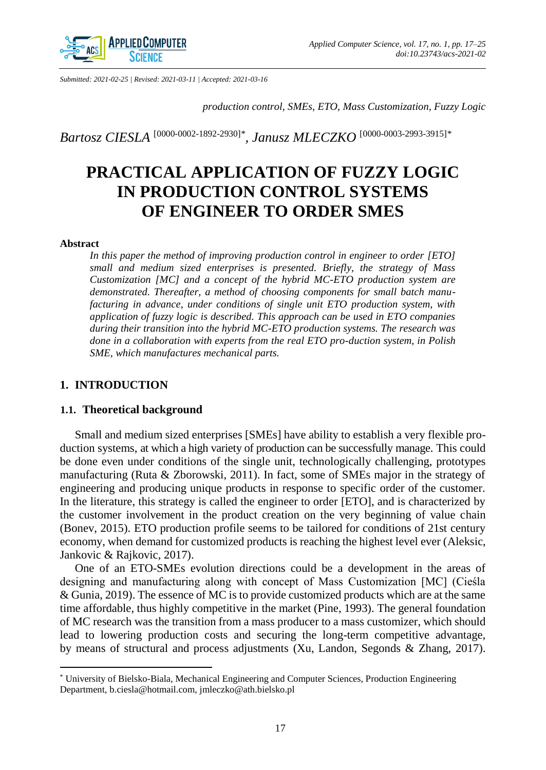Submitted: 2021-02-25 | Revised: 2021-03-11 | Accepted: 2021-03-16

*production control, SMEs, ETO, Mass Customization, Fuzzy Logic*

*Bartosz CIESLA* [0000-0002-1892-2930]*, *Janusz MLECZKO* [0000-0003-2993-3915]*

# PRACTICAL APPLICATION OF FUZZY LOGIC IN PRODUCTION CONTROL SYSTEMS OF ENGINEER TO ORDER SMES

### Abstract

*In this paper the method of improving production control in engineer to order [ETO] small and medium sized enterprises is presented. Briefly, the strategy of Mass Customization [MC] and a concept of the hybrid MC-ETO production system are demonstrated. Thereafter, a method of choosing components for small batch manufacturing in advance, under conditions of single unit ETO production system, with application of fuzzy logic is described. This approach can be used in ETO companies during their transition into the hybrid MC-ETO production systems. The research was done in a collaboration with experts from the real ETO pro-duction system, in Polish SME, which manufactures mechanical parts.*

## 1. INTRODUCTION

### 1.1. Theoretical background

Small and medium sized enterprises [SMEs] have ability to establish a very flexible production systems, at which a high variety of production can be successfully manage. This could be done even under conditions of the single unit, technologically challenging, prototypes manufacturing (Ruta & Zborowski, 2011). In fact, some of SMEs major in the strategy of engineering and producing unique products in response to specific order of the customer. In the literature, this strategy is called the engineer to order [ETO], and is characterized by the customer involvement in the product creation on the very beginning of value chain (Bonev, 2015). ETO production profile seems to be tailored for conditions of 21st century economy, when demand for customized products is reaching the highest level ever (Aleksic, Jankovic & Rajkovic, 2017).

One of an ETO-SMEs evolution directions could be a development in the areas of designing and manufacturing along with concept of Mass Customization [MC] (Cieśla & Gunia, 2019). The essence of MC is to provide customized products which are at the same time affordable, thus highly competitive in the market (Pine, 1993). The general foundation of MC research was the transition from a mass producer to a mass customizer, which should lead to lowering production costs and securing the long-term competitive advantage, by means of structural and process adjustments (Xu, Landon, Segonds & Zhang, 2017).

---

* University of Bielsko-Biala, Mechanical Engineering and Computer Sciences, Production Engineering Department, b.ciesla@hotmail.com, jmleczko@ath.bielsko.pl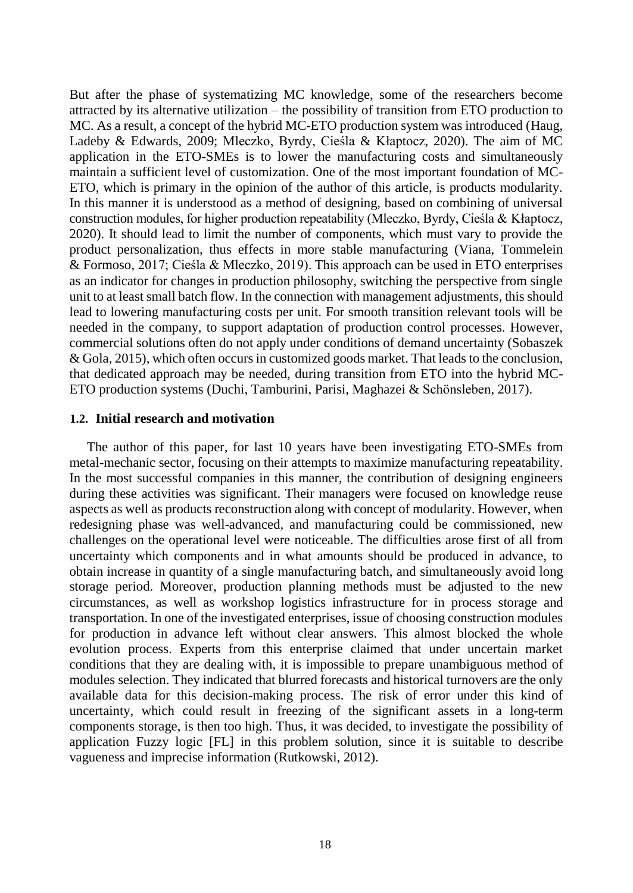But after the phase of systematizing MC knowledge, some of the researchers become attracted by its alternative utilization – the possibility of transition from ETO production to MC. As a result, a concept of the hybrid MC-ETO production system was introduced (Haug, Ladeby & Edwards, 2009; Mleczko, Byrdy, Cieśla & Kłaptocz, 2020). The aim of MC application in the ETO-SMEs is to lower the manufacturing costs and simultaneously maintain a sufficient level of customization. One of the most important foundation of MC-ETO, which is primary in the opinion of the author of this article, is products modularity. In this manner it is understood as a method of designing, based on combining of universal construction modules, for higher production repeatability (Mleczko, Byrdy, Cieśla & Kłaptocz, 2020). It should lead to limit the number of components, which must vary to provide the product personalization, thus effects in more stable manufacturing (Viana, Tommelein & Formoso, 2017; Cieśla & Mleczko, 2019). This approach can be used in ETO enterprises as an indicator for changes in production philosophy, switching the perspective from single unit to at least small batch flow. In the connection with management adjustments, this should lead to lowering manufacturing costs per unit. For smooth transition relevant tools will be needed in the company, to support adaptation of production control processes. However, commercial solutions often do not apply under conditions of demand uncertainty (Sobaszek & Gola, 2015), which often occurs in customized goods market. That leads to the conclusion, that dedicated approach may be needed, during transition from ETO into the hybrid MC-ETO production systems (Duchi, Tamburini, Parisi, Maghazei & Schönsleben, 2017).

### 1.2. Initial research and motivation

The author of this paper, for last 10 years have been investigating ETO-SMEs from metal-mechanic sector, focusing on their attempts to maximize manufacturing repeatability. In the most successful companies in this manner, the contribution of designing engineers during these activities was significant. Their managers were focused on knowledge reuse aspects as well as products reconstruction along with concept of modularity. However, when redesigning phase was well-advanced, and manufacturing could be commissioned, new challenges on the operational level were noticeable. The difficulties arose first of all from uncertainty which components and in what amounts should be produced in advance, to obtain increase in quantity of a single manufacturing batch, and simultaneously avoid long storage period. Moreover, production planning methods must be adjusted to the new circumstances, as well as workshop logistics infrastructure for in process storage and transportation. In one of the investigated enterprises, issue of choosing construction modules for production in advance left without clear answers. This almost blocked the whole evolution process. Experts from this enterprise claimed that under uncertain market conditions that they are dealing with, it is impossible to prepare unambiguous method of modules selection. They indicated that blurred forecasts and historical turnovers are the only available data for this decision-making process. The risk of error under this kind of uncertainty, which could result in freezing of the significant assets in a long-term components storage, is then too high. Thus, it was decided, to investigate the possibility of application Fuzzy logic [FL] in this problem solution, since it is suitable to describe vagueness and imprecise information (Rutkowski, 2012).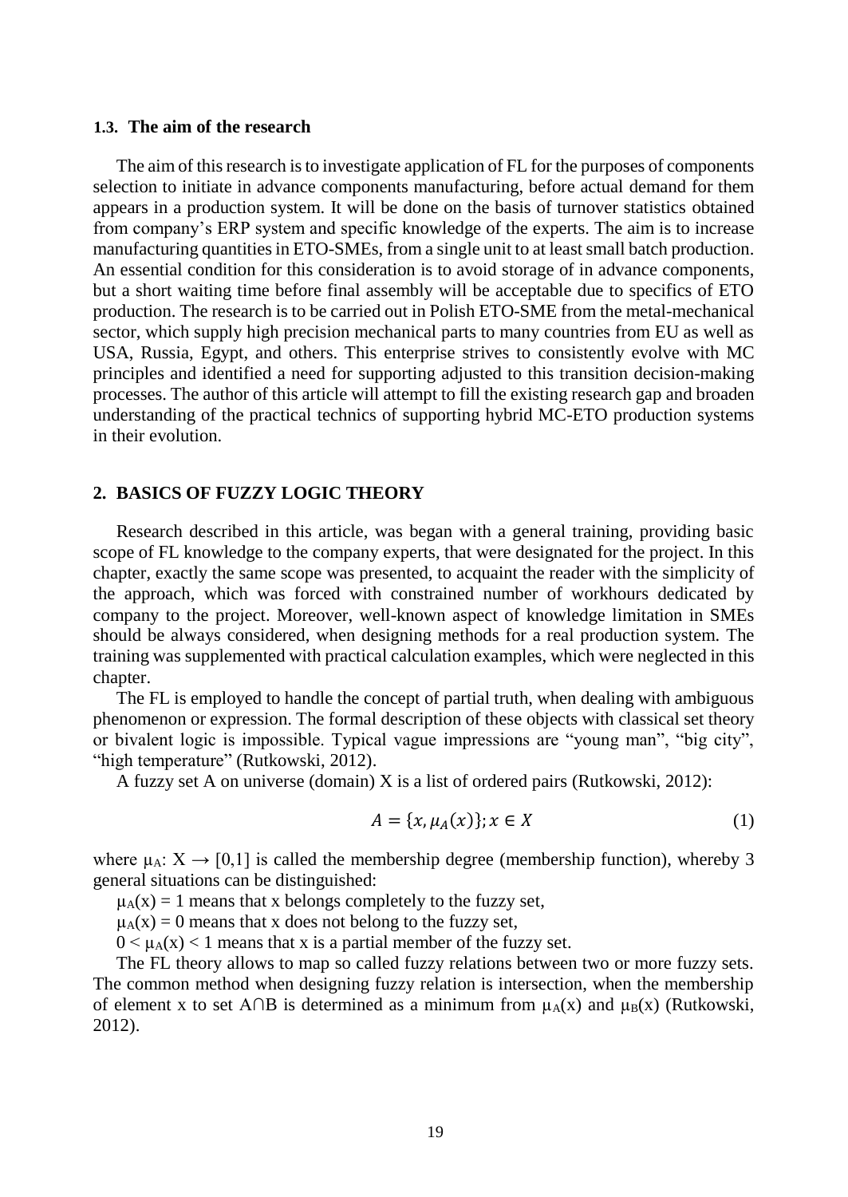### 1.3. The aim of the research

The aim of this research is to investigate application of FL for the purposes of components selection to initiate in advance components manufacturing, before actual demand for them appears in a production system. It will be done on the basis of turnover statistics obtained from company's ERP system and specific knowledge of the experts. The aim is to increase manufacturing quantities in ETO-SMEs, from a single unit to at least small batch production. An essential condition for this consideration is to avoid storage of in advance components, but a short waiting time before final assembly will be acceptable due to specifics of ETO production. The research is to be carried out in Polish ETO-SME from the metal-mechanical sector, which supply high precision mechanical parts to many countries from EU as well as USA, Russia, Egypt, and others. This enterprise strives to consistently evolve with MC principles and identified a need for supporting adjusted to this transition decision-making processes. The author of this article will attempt to fill the existing research gap and broaden understanding of the practical technics of supporting hybrid MC-ETO production systems in their evolution.

## 2. BASICS OF FUZZY LOGIC THEORY

Research described in this article, was began with a general training, providing basic scope of FL knowledge to the company experts, that were designated for the project. In this chapter, exactly the same scope was presented, to acquaint the reader with the simplicity of the approach, which was forced with constrained number of workhours dedicated by company to the project. Moreover, well-known aspect of knowledge limitation in SMEs should be always considered, when designing methods for a real production system. The training was supplemented with practical calculation examples, which were neglected in this chapter.

The FL is employed to handle the concept of partial truth, when dealing with ambiguous phenomenon or expression. The formal description of these objects with classical set theory or bivalent logic is impossible. Typical vague impressions are "young man", "big city", "high temperature" (Rutkowski, 2012).

A fuzzy set A on universe (domain) X is a list of ordered pairs (Rutkowski, 2012):

$$A = \{x, \mu_A(x)\}; x \in X \tag{1}$$

where $\mu_A$: $X \rightarrow [0,1]$ is called the membership degree (membership function), whereby 3 general situations can be distinguished:

$\mu_A(x) = 1$ means that x belongs completely to the fuzzy set,

$\mu_A(x) = 0$ means that x does not belong to the fuzzy set,

$0 < \mu_A(x) < 1$ means that x is a partial member of the fuzzy set.

The FL theory allows to map so called fuzzy relations between two or more fuzzy sets. The common method when designing fuzzy relation is intersection, when the membership of element x to set $A \cap B$ is determined as a minimum from $\mu_A(x)$ and $\mu_B(x)$ (Rutkowski, 2012).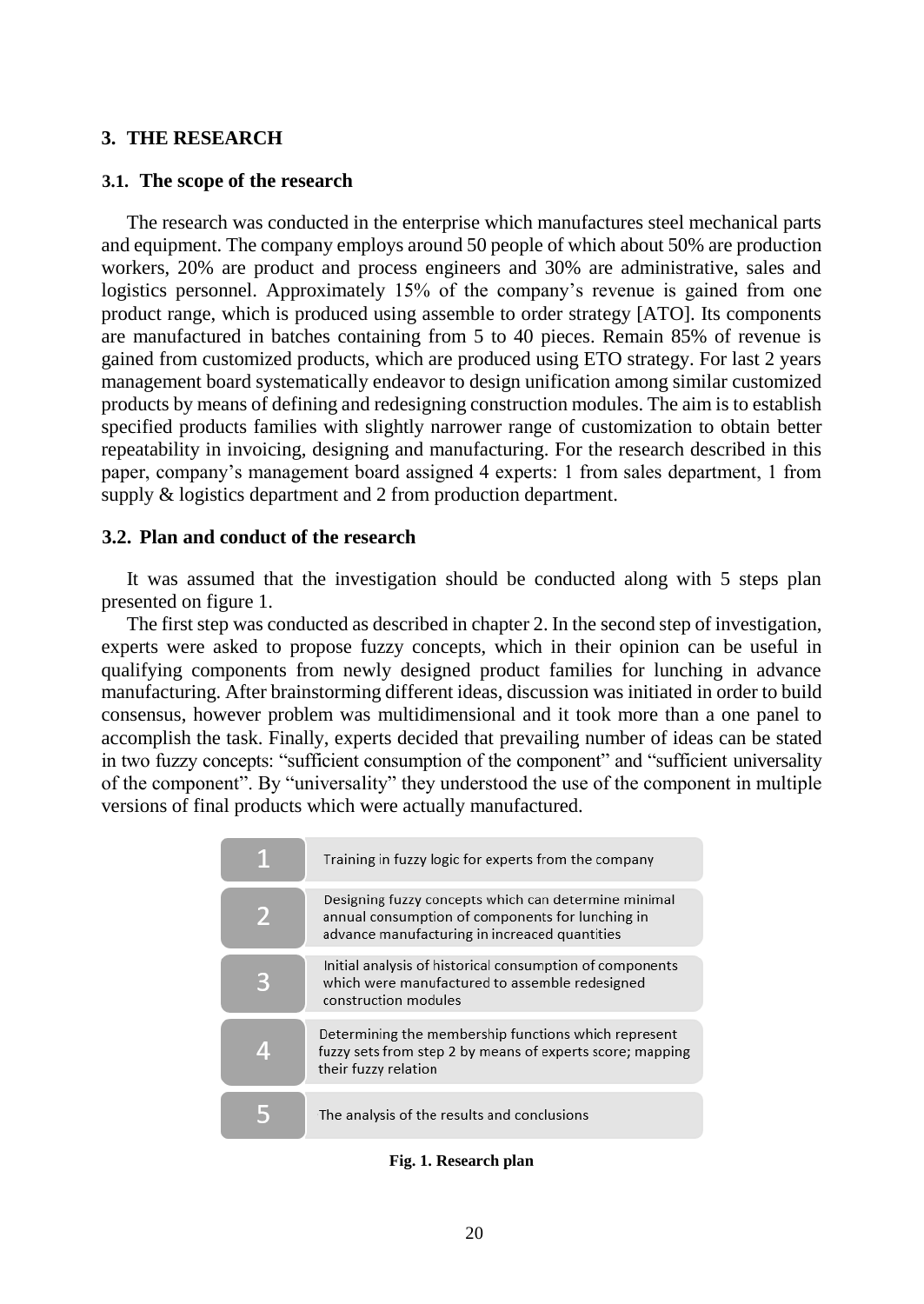## 3. THE RESEARCH

### 3.1. The scope of the research

The research was conducted in the enterprise which manufactures steel mechanical parts and equipment. The company employs around 50 people of which about 50% are production workers, 20% are product and process engineers and 30% are administrative, sales and logistics personnel. Approximately 15% of the company's revenue is gained from one product range, which is produced using assemble to order strategy [ATO]. Its components are manufactured in batches containing from 5 to 40 pieces. Remain 85% of revenue is gained from customized products, which are produced using ETO strategy. For last 2 years management board systematically endeavor to design unification among similar customized products by means of defining and redesigning construction modules. The aim is to establish specified products families with slightly narrower range of customization to obtain better repeatability in invoicing, designing and manufacturing. For the research described in this paper, company's management board assigned 4 experts: 1 from sales department, 1 from supply & logistics department and 2 from production department.

### 3.2. Plan and conduct of the research

It was assumed that the investigation should be conducted along with 5 steps plan presented on figure 1.

The first step was conducted as described in chapter 2. In the second step of investigation, experts were asked to propose fuzzy concepts, which in their opinion can be useful in qualifying components from newly designed product families for lunching in advance manufacturing. After brainstorming different ideas, discussion was initiated in order to build consensus, however problem was multidimensional and it took more than a one panel to accomplish the task. Finally, experts decided that prevailing number of ideas can be stated in two fuzzy concepts: "sufficient consumption of the component" and "sufficient universality of the component". By "universality" they understood the use of the component in multiple versions of final products which were actually manufactured.

| | |
|---|---|
| 1 | Training in fuzzy logic for experts from the company |
| 2 | Designing fuzzy concepts which can determine minimal annual consumption of components for lunching in advance manufacturing in increaced quantities |
| 3 | Initial analysis of historical consumption of components which were manufactured to assemble redesigned construction modules |
| 4 | Determining the membership functions which represent fuzzy sets from step 2 by means of experts score; mapping their fuzzy relation |
| 5 | The analysis of the results and conclusions |

**Fig. 1. Research plan**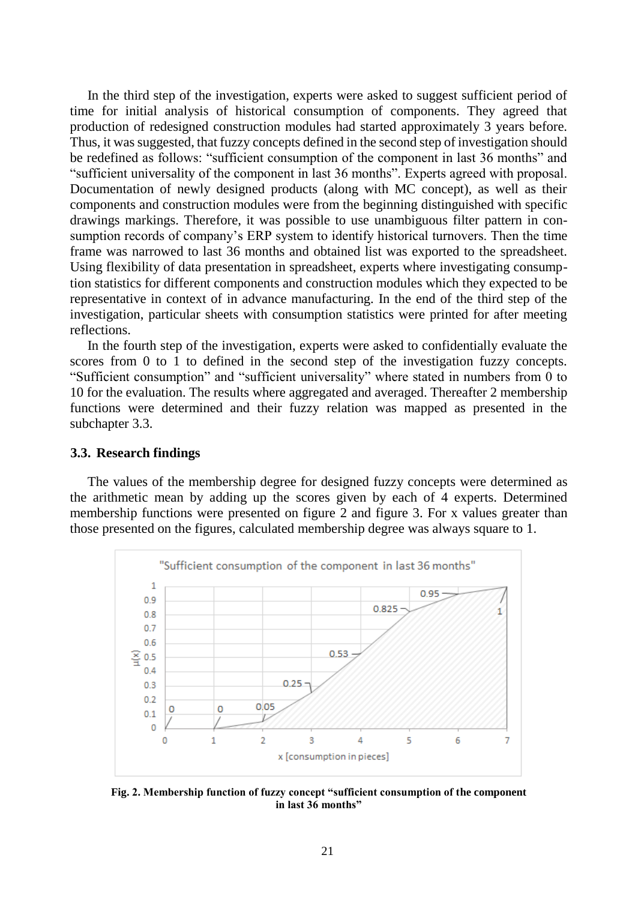In the third step of the investigation, experts were asked to suggest sufficient period of time for initial analysis of historical consumption of components. They agreed that production of redesigned construction modules had started approximately 3 years before. Thus, it was suggested, that fuzzy concepts defined in the second step of investigation should be redefined as follows: "sufficient consumption of the component in last 36 months" and "sufficient universality of the component in last 36 months". Experts agreed with proposal. Documentation of newly designed products (along with MC concept), as well as their components and construction modules were from the beginning distinguished with specific drawings markings. Therefore, it was possible to use unambiguous filter pattern in consumption records of company's ERP system to identify historical turnovers. Then the time frame was narrowed to last 36 months and obtained list was exported to the spreadsheet. Using flexibility of data presentation in spreadsheet, experts where investigating consumption statistics for different components and construction modules which they expected to be representative in context of in advance manufacturing. In the end of the third step of the investigation, particular sheets with consumption statistics were printed for after meeting reflections.

In the fourth step of the investigation, experts were asked to confidentially evaluate the scores from 0 to 1 to defined in the second step of the investigation fuzzy concepts. "Sufficient consumption" and "sufficient universality" where stated in numbers from 0 to 10 for the evaluation. The results where aggregated and averaged. Thereafter 2 membership functions were determined and their fuzzy relation was mapped as presented in the subchapter 3.3.

### 3.3. Research findings

The values of the membership degree for designed fuzzy concepts were determined as the arithmetic mean by adding up the scores given by each of 4 experts. Determined membership functions were presented on figure 2 and figure 3. For x values greater than those presented on the figures, calculated membership degree was always square to 1.

**Fig. 2. Membership function of fuzzy concept "sufficient consumption of the component in last 36 months"**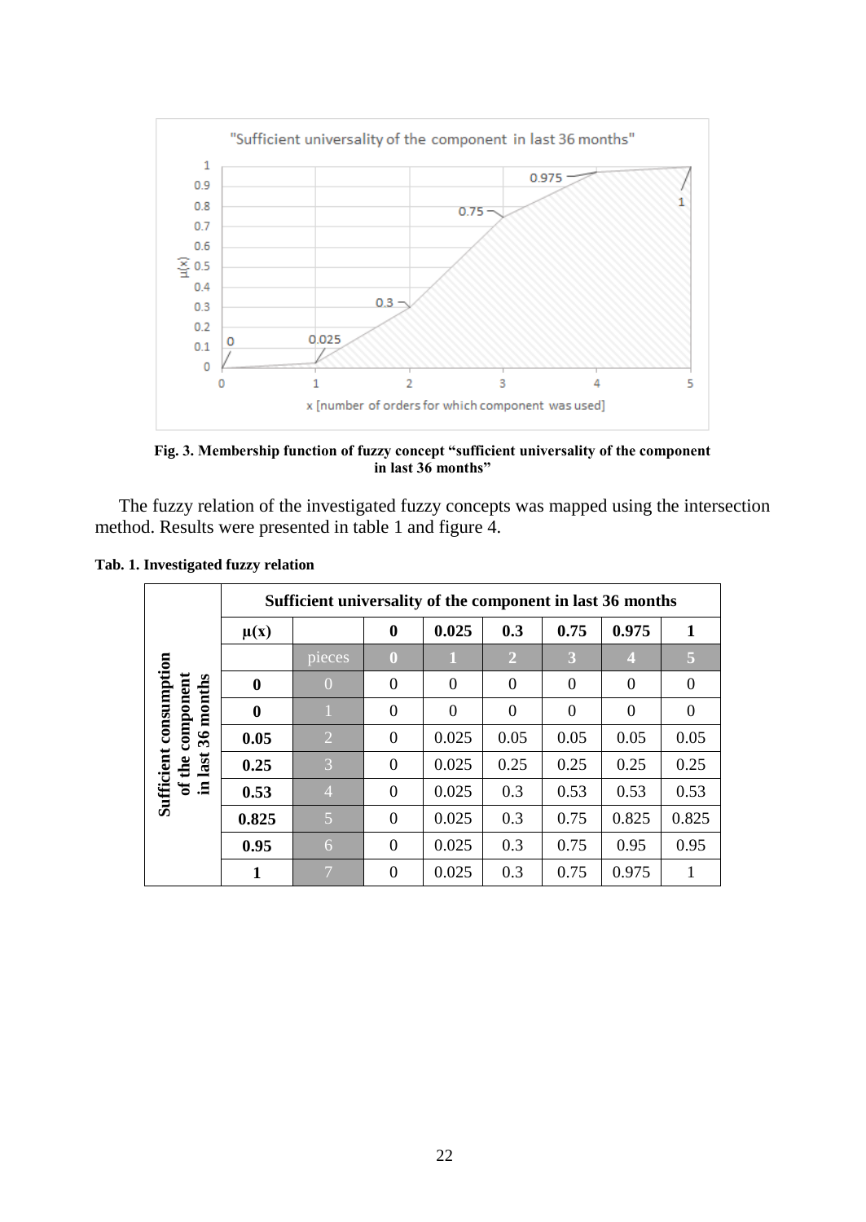Fig. 3. Membership function of fuzzy concept "sufficient universality of the component in last 36 months"

The fuzzy relation of the investigated fuzzy concepts was mapped using the intersection method. Results were presented in table 1 and figure 4.

**Tab. 1. Investigated fuzzy relation**

| | Sufficient universality of the component in last 36 months | | | | | | | |
|---|---|---|---|---|---|---|---|---|
| | $\mu(x)$ | | **0** | **0.025** | **0.3** | **0.75** | **0.975** | **1** |
| | | pieces | **0** | **1** | **2** | **3** | **4** | **5** |
| **Sufficient consumption of the component in last 36 months** | **0** | 0 | 0 | 0 | 0 | 0 | 0 | 0 |
| | **0** | 1 | 0 | 0 | 0 | 0 | 0 | 0 |
| | **0.05** | 2 | 0 | 0.025 | 0.05 | 0.05 | 0.05 | 0.05 |
| | **0.25** | 3 | 0 | 0.025 | 0.25 | 0.25 | 0.25 | 0.25 |
| | **0.53** | 4 | 0 | 0.025 | 0.3 | 0.53 | 0.53 | 0.53 |
| | **0.825** | 5 | 0 | 0.025 | 0.3 | 0.75 | 0.825 | 0.825 |
| | **0.95** | 6 | 0 | 0.025 | 0.3 | 0.75 | 0.95 | 0.95 |
| | **1** | 7 | 0 | 0.025 | 0.3 | 0.75 | 0.975 | 1 |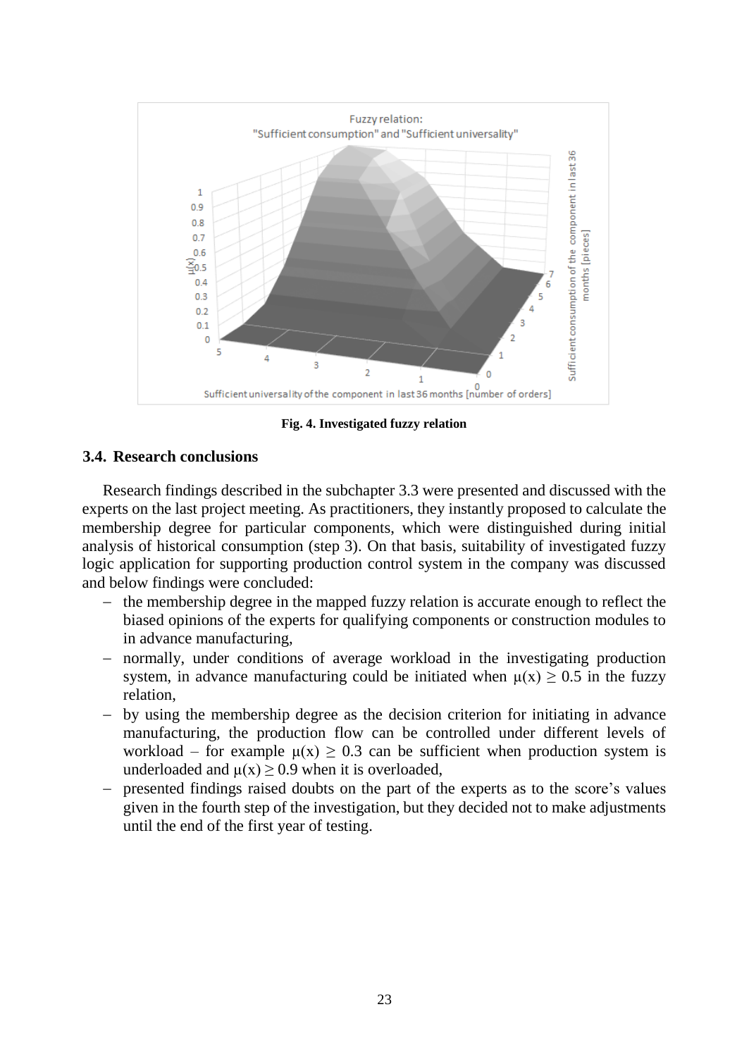**Fig. 4. Investigated fuzzy relation**

### 3.4. Research conclusions

Research findings described in the subchapter 3.3 were presented and discussed with the experts on the last project meeting. As practitioners, they instantly proposed to calculate the membership degree for particular components, which were distinguished during initial analysis of historical consumption (step 3). On that basis, suitability of investigated fuzzy logic application for supporting production control system in the company was discussed and below findings were concluded:

- the membership degree in the mapped fuzzy relation is accurate enough to reflect the biased opinions of the experts for qualifying components or construction modules to in advance manufacturing,
- normally, under conditions of average workload in the investigating production system, in advance manufacturing could be initiated when $\mu(x) \geq 0.5$ in the fuzzy relation,
- by using the membership degree as the decision criterion for initiating in advance manufacturing, the production flow can be controlled under different levels of workload – for example $\mu(x) \geq 0.3$ can be sufficient when production system is underloaded and $\mu(x) \geq 0.9$ when it is overloaded,
- presented findings raised doubts on the part of the experts as to the score's values given in the fourth step of the investigation, but they decided not to make adjustments until the end of the first year of testing.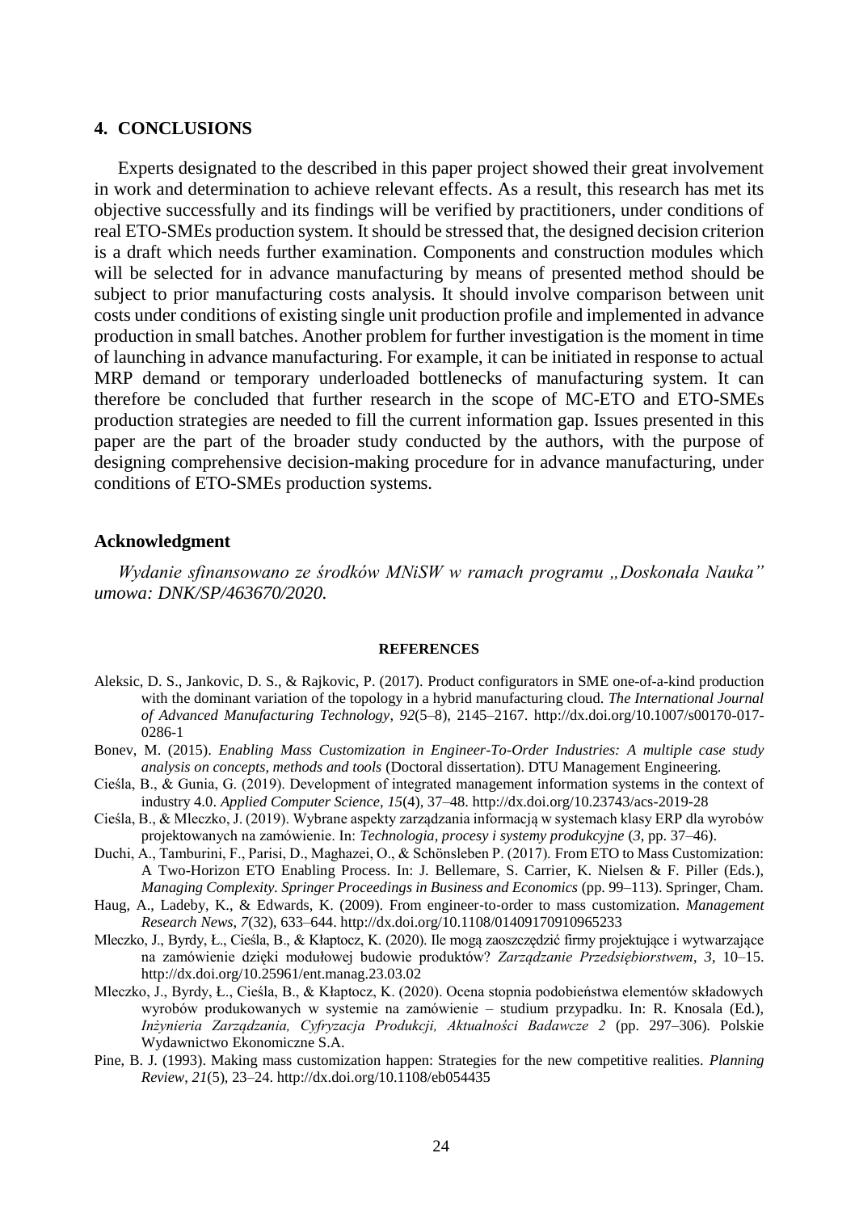## 4. CONCLUSIONS

Experts designated to the described in this paper project showed their great involvement in work and determination to achieve relevant effects. As a result, this research has met its objective successfully and its findings will be verified by practitioners, under conditions of real ETO-SMEs production system. It should be stressed that, the designed decision criterion is a draft which needs further examination. Components and construction modules which will be selected for in advance manufacturing by means of presented method should be subject to prior manufacturing costs analysis. It should involve comparison between unit costs under conditions of existing single unit production profile and implemented in advance production in small batches. Another problem for further investigation is the moment in time of launching in advance manufacturing. For example, it can be initiated in response to actual MRP demand or temporary underloaded bottlenecks of manufacturing system. It can therefore be concluded that further research in the scope of MC-ETO and ETO-SMEs production strategies are needed to fill the current information gap. Issues presented in this paper are the part of the broader study conducted by the authors, with the purpose of designing comprehensive decision-making procedure for in advance manufacturing, under conditions of ETO-SMEs production systems.

### Acknowledgment

*Wydanie sfinansowano ze środków MNiSW w ramach programu „Doskonała Nauka" umowa: DNK/SP/463670/2020.*

## REFERENCES

Aleksic, D. S., Jankovic, D. S., & Rajkovic, P. (2017). Product configurators in SME one-of-a-kind production with the dominant variation of the topology in a hybrid manufacturing cloud. *The International Journal of Advanced Manufacturing Technology*, *92*(5–8), 2145–2167. http://dx.doi.org/10.1007/s00170-017-0286-1

Bonev, M. (2015). *Enabling Mass Customization in Engineer-To-Order Industries: A multiple case study analysis on concepts, methods and tools* (Doctoral dissertation). DTU Management Engineering.

Cieśla, B., & Gunia, G. (2019). Development of integrated management information systems in the context of industry 4.0. *Applied Computer Science*, *15*(4), 37–48. http://dx.doi.org/10.23743/acs-2019-28

Cieśla, B., & Mleczko, J. (2019). Wybrane aspekty zarządzania informacją w systemach klasy ERP dla wyrobów projektowanych na zamówienie. In: *Technologia, procesy i systemy produkcyjne* (*3*, pp. 37–46).

Duchi, A., Tamburini, F., Parisi, D., Maghazei, O., & Schönsleben P. (2017). From ETO to Mass Customization: A Two-Horizon ETO Enabling Process. In: J. Bellemare, S. Carrier, K. Nielsen & F. Piller (Eds.), *Managing Complexity. Springer Proceedings in Business and Economics* (pp. 99–113). Springer, Cham.

Haug, A., Ladeby, K., & Edwards, K. (2009). From engineer-to-order to mass customization. *Management Research News*, *7*(32), 633–644. http://dx.doi.org/10.1108/01409170910965233

Mleczko, J., Byrdy, Ł., Cieśla, B., & Kłaptocz, K. (2020). Ile mogą zaoszczędzić firmy projektujące i wytwarzające na zamówienie dzięki modułowej budowie produktów? *Zarządzanie Przedsiębiorstwem*, *3*, 10–15. http://dx.doi.org/10.25961/ent.manag.23.03.02

Mleczko, J., Byrdy, Ł., Cieśla, B., & Kłaptocz, K. (2020). Ocena stopnia podobieństwa elementów składowych wyrobów produkowanych w systemie na zamówienie – studium przypadku. In: R. Knosala (Ed.), *Inżynieria Zarządzania, Cyfryzacja Produkcji, Aktualności Badawcze 2* (pp. 297–306). Polskie Wydawnictwo Ekonomiczne S.A.

Pine, B. J. (1993). Making mass customization happen: Strategies for the new competitive realities. *Planning Review*, *21*(5), 23–24. http://dx.doi.org/10.1108/eb054435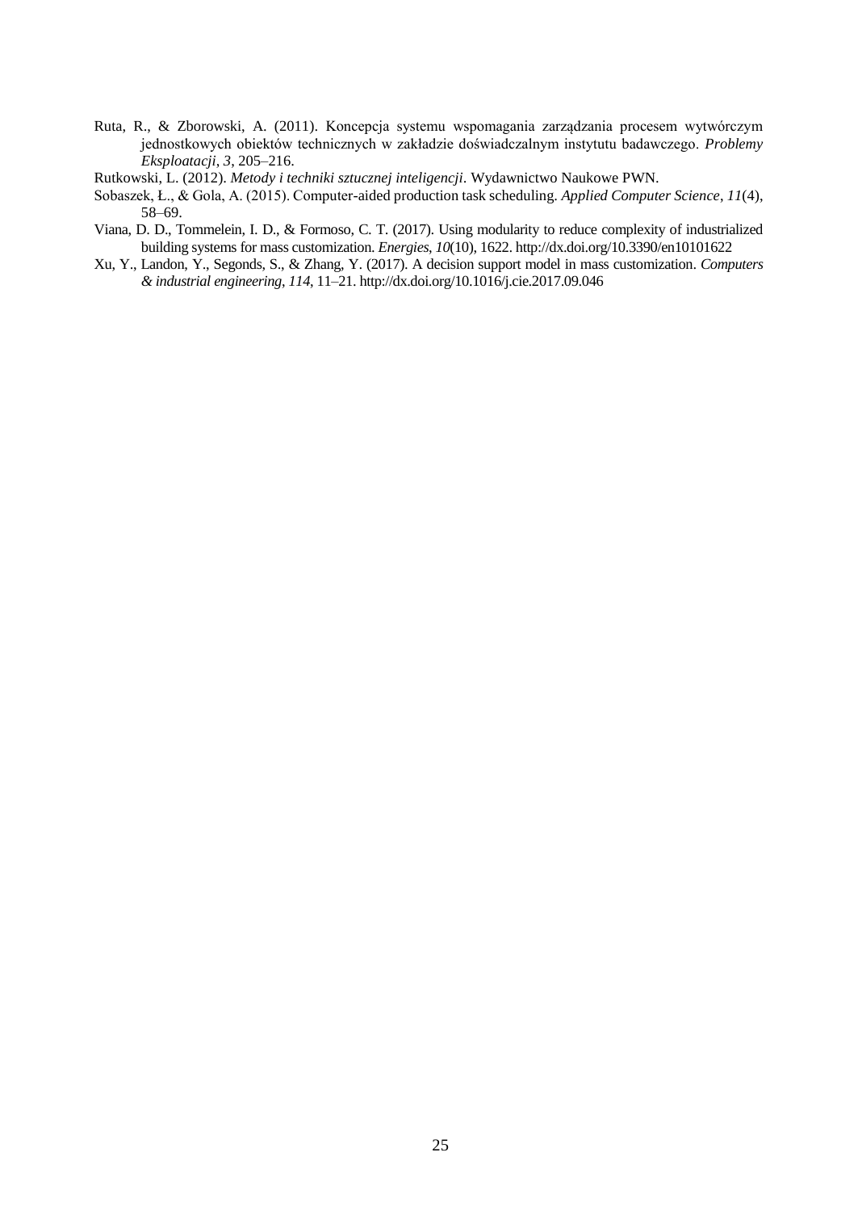Ruta, R., & Zborowski, A. (2011). Koncepcja systemu wspomagania zarządzania procesem wytwórczym jednostkowych obiektów technicznych w zakładzie doświadczalnym instytutu badawczego. *Problemy Eksploatacji*, *3*, 205–216.

Rutkowski, L. (2012). *Metody i techniki sztucznej inteligencji*. Wydawnictwo Naukowe PWN.

Sobaszek, Ł., & Gola, A. (2015). Computer-aided production task scheduling. *Applied Computer Science*, *11*(4), 58–69.

Viana, D. D., Tommelein, I. D., & Formoso, C. T. (2017). Using modularity to reduce complexity of industrialized building systems for mass customization. *Energies*, *10*(10), 1622. http://dx.doi.org/10.3390/en10101622

Xu, Y., Landon, Y., Segonds, S., & Zhang, Y. (2017). A decision support model in mass customization. *Computers & industrial engineering*, *114*, 11–21. http://dx.doi.org/10.1016/j.cie.2017.09.046